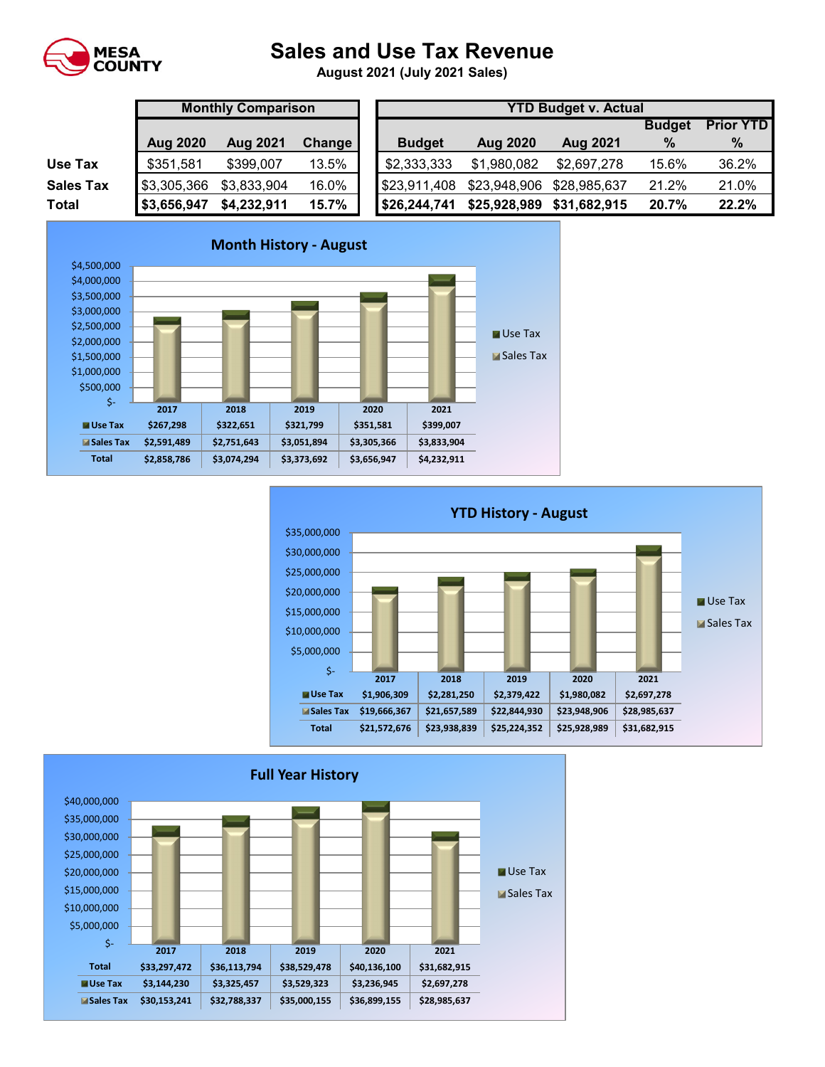MESA COUNTY

# Sales and Use Tax Revenue

**August 2021 (July 2021 Sales)**

| | Monthly Comparison | | | YTD Budget v. Actual | | | | |
|---|---|---|---|---|---|---|---|---|
| | Aug 2020 | Aug 2021 | Change | Budget | Aug 2020 | Aug 2021 | Budget % | Prior YTD % |
| Use Tax | $351,581 | $399,007 | 13.5% | $2,333,333 | $1,980,082 | $2,697,278 | 15.6% | 36.2% |
| Sales Tax | $3,305,366 | $3,833,904 | 16.0% | $23,911,408 | $23,948,906 | $28,985,637 | 21.2% | 21.0% |
| **Total** | **$3,656,947** | **$4,232,911** | **15.7%** | **$26,244,741** | **$25,928,989** | **$31,682,915** | **20.7%** | **22.2%** |

## Month History - August

$4,500,000
$4,000,000
$3,500,000
$3,000,000
$2,500,000
$2,000,000
$1,500,000
$1,000,000
$500,000
$-

Use Tax
Sales Tax

| | 2017 | 2018 | 2019 | 2020 | 2021 |
|---|---|---|---|---|---|
| Use Tax | $267,298 | $322,651 | $321,799 | $351,581 | $399,007 |
| Sales Tax | $2,591,489 | $2,751,643 | $3,051,894 | $3,305,366 | $3,833,904 |
| Total | $2,858,786 | $3,074,294 | $3,373,692 | $3,656,947 | $4,232,911 |

## YTD History - August

$35,000,000
$30,000,000
$25,000,000
$20,000,000
$15,000,000
$10,000,000
$5,000,000
$-

Use Tax
Sales Tax

| | 2017 | 2018 | 2019 | 2020 | 2021 |
|---|---|---|---|---|---|
| Use Tax | $1,906,309 | $2,281,250 | $2,379,422 | $1,980,082 | $2,697,278 |
| Sales Tax | $19,666,367 | $21,657,589 | $22,844,930 | $23,948,906 | $28,985,637 |
| Total | $21,572,676 | $23,938,839 | $25,224,352 | $25,928,989 | $31,682,915 |

## Full Year History

$40,000,000
$35,000,000
$30,000,000
$25,000,000
$20,000,000
$15,000,000
$10,000,000
$5,000,000
$-

Use Tax
Sales Tax

| | 2017 | 2018 | 2019 | 2020 | 2021 |
|---|---|---|---|---|---|
| Total | $33,297,472 | $36,113,794 | $38,529,478 | $40,136,100 | $31,682,915 |
| Use Tax | $3,144,230 | $3,325,457 | $3,529,323 | $3,236,945 | $2,697,278 |
| Sales Tax | $30,153,241 | $32,788,337 | $35,000,155 | $36,899,155 | $28,985,637 |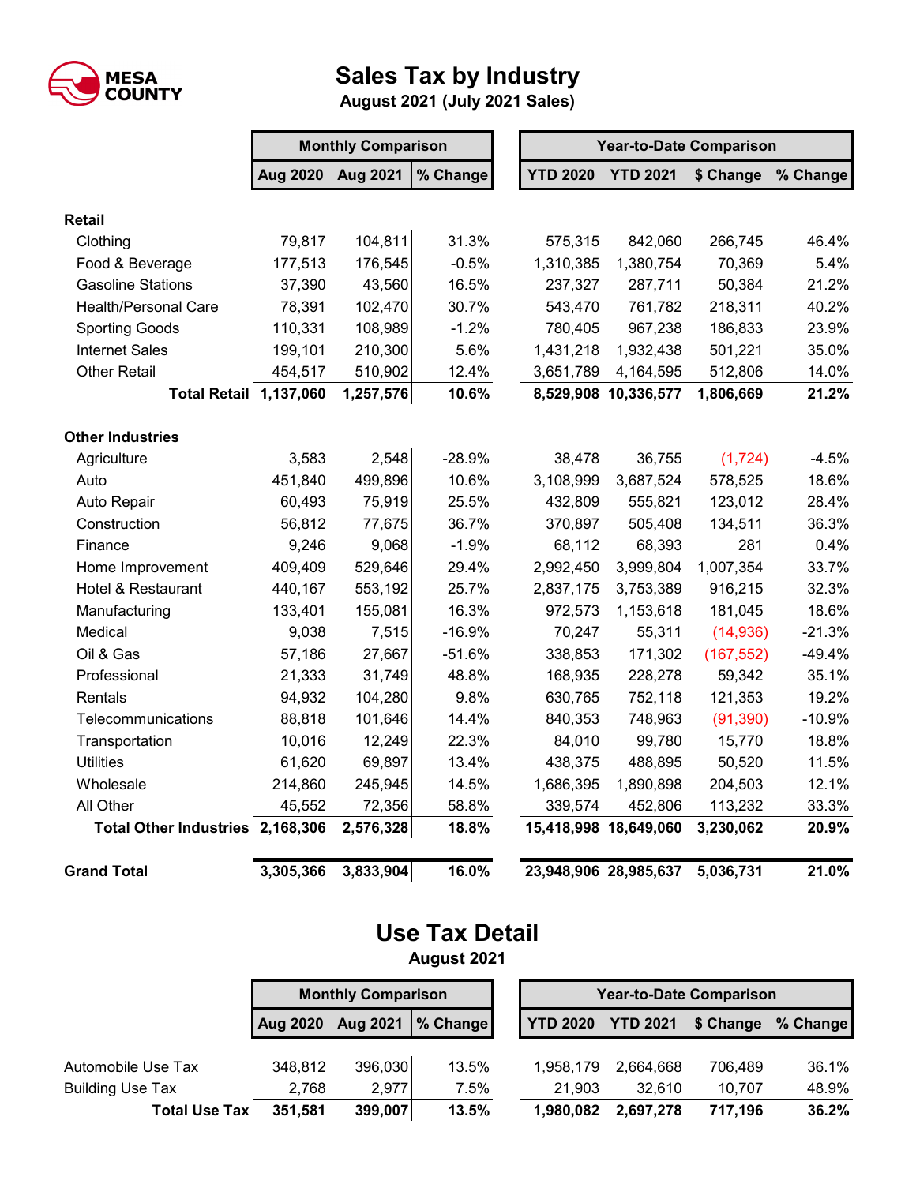MESA COUNTY

# Sales Tax by Industry

**August 2021 (July 2021 Sales)**

| | Monthly Comparison | | | Year-to-Date Comparison | | | |
|---|---|---|---|---|---|---|---|
| | Aug 2020 | Aug 2021 | % Change | YTD 2020 | YTD 2021 | $ Change | % Change |
| **Retail** | | | | | | | |
| Clothing | 79,817 | 104,811 | 31.3% | 575,315 | 842,060 | 266,745 | 46.4% |
| Food & Beverage | 177,513 | 176,545 | -0.5% | 1,310,385 | 1,380,754 | 70,369 | 5.4% |
| Gasoline Stations | 37,390 | 43,560 | 16.5% | 237,327 | 287,711 | 50,384 | 21.2% |
| Health/Personal Care | 78,391 | 102,470 | 30.7% | 543,470 | 761,782 | 218,311 | 40.2% |
| Sporting Goods | 110,331 | 108,989 | -1.2% | 780,405 | 967,238 | 186,833 | 23.9% |
| Internet Sales | 199,101 | 210,300 | 5.6% | 1,431,218 | 1,932,438 | 501,221 | 35.0% |
| Other Retail | 454,517 | 510,902 | 12.4% | 3,651,789 | 4,164,595 | 512,806 | 14.0% |
| **Total Retail** | **1,137,060** | **1,257,576** | **10.6%** | **8,529,908** | **10,336,577** | **1,806,669** | **21.2%** |
| **Other Industries** | | | | | | | |
| Agriculture | 3,583 | 2,548 | -28.9% | 38,478 | 36,755 | (1,724) | -4.5% |
| Auto | 451,840 | 499,896 | 10.6% | 3,108,999 | 3,687,524 | 578,525 | 18.6% |
| Auto Repair | 60,493 | 75,919 | 25.5% | 432,809 | 555,821 | 123,012 | 28.4% |
| Construction | 56,812 | 77,675 | 36.7% | 370,897 | 505,408 | 134,511 | 36.3% |
| Finance | 9,246 | 9,068 | -1.9% | 68,112 | 68,393 | 281 | 0.4% |
| Home Improvement | 409,409 | 529,646 | 29.4% | 2,992,450 | 3,999,804 | 1,007,354 | 33.7% |
| Hotel & Restaurant | 440,167 | 553,192 | 25.7% | 2,837,175 | 3,753,389 | 916,215 | 32.3% |
| Manufacturing | 133,401 | 155,081 | 16.3% | 972,573 | 1,153,618 | 181,045 | 18.6% |
| Medical | 9,038 | 7,515 | -16.9% | 70,247 | 55,311 | (14,936) | -21.3% |
| Oil & Gas | 57,186 | 27,667 | -51.6% | 338,853 | 171,302 | (167,552) | -49.4% |
| Professional | 21,333 | 31,749 | 48.8% | 168,935 | 228,278 | 59,342 | 35.1% |
| Rentals | 94,932 | 104,280 | 9.8% | 630,765 | 752,118 | 121,353 | 19.2% |
| Telecommunications | 88,818 | 101,646 | 14.4% | 840,353 | 748,963 | (91,390) | -10.9% |
| Transportation | 10,016 | 12,249 | 22.3% | 84,010 | 99,780 | 15,770 | 18.8% |
| Utilities | 61,620 | 69,897 | 13.4% | 438,375 | 488,895 | 50,520 | 11.5% |
| Wholesale | 214,860 | 245,945 | 14.5% | 1,686,395 | 1,890,898 | 204,503 | 12.1% |
| All Other | 45,552 | 72,356 | 58.8% | 339,574 | 452,806 | 113,232 | 33.3% |
| **Total Other Industries** | **2,168,306** | **2,576,328** | **18.8%** | **15,418,998** | **18,649,060** | **3,230,062** | **20.9%** |
| **Grand Total** | **3,305,366** | **3,833,904** | **16.0%** | **23,948,906** | **28,985,637** | **5,036,731** | **21.0%** |

# Use Tax Detail

**August 2021**

| | Monthly Comparison | | | Year-to-Date Comparison | | | |
|---|---|---|---|---|---|---|---|
| | Aug 2020 | Aug 2021 | % Change | YTD 2020 | YTD 2021 | $ Change | % Change |
| Automobile Use Tax | 348,812 | 396,030 | 13.5% | 1,958,179 | 2,664,668 | 706,489 | 36.1% |
| Building Use Tax | 2,768 | 2,977 | 7.5% | 21,903 | 32,610 | 10,707 | 48.9% |
| **Total Use Tax** | **351,581** | **399,007** | **13.5%** | **1,980,082** | **2,697,278** | **717,196** | **36.2%** |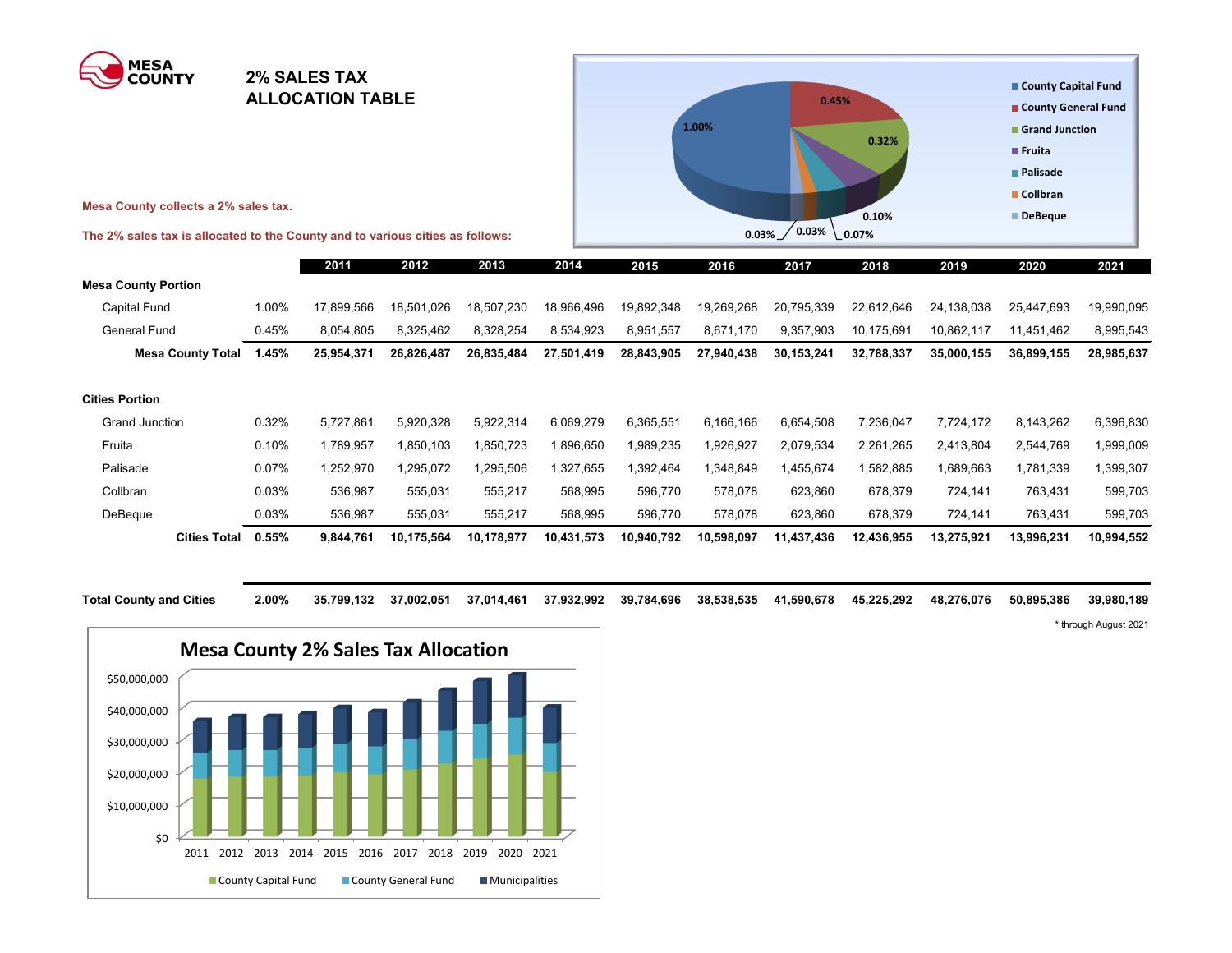MESA COUNTY

# 2% SALES TAX ALLOCATION TABLE

County Capital Fund
County General Fund
Grand Junction
Fruita
Palisade
Collbran
DeBeque

1.00%
0.45%
0.32%
0.10%
0.07%
0.03%
0.03%

**Mesa County collects a 2% sales tax.**

**The 2% sales tax is allocated to the County and to various cities as follows:**

| | | 2011 | 2012 | 2013 | 2014 | 2015 | 2016 | 2017 | 2018 | 2019 | 2020 | 2021 |
|---|---|---|---|---|---|---|---|---|---|---|---|---|
| **Mesa County Portion** | | | | | | | | | | | | |
| Capital Fund | 1.00% | 17,899,566 | 18,501,026 | 18,507,230 | 18,966,496 | 19,892,348 | 19,269,268 | 20,795,339 | 22,612,646 | 24,138,038 | 25,447,693 | 19,990,095 |
| General Fund | 0.45% | 8,054,805 | 8,325,462 | 8,328,254 | 8,534,923 | 8,951,557 | 8,671,170 | 9,357,903 | 10,175,691 | 10,862,117 | 11,451,462 | 8,995,543 |
| **Mesa County Total** | **1.45%** | **25,954,371** | **26,826,487** | **26,835,484** | **27,501,419** | **28,843,905** | **27,940,438** | **30,153,241** | **32,788,337** | **35,000,155** | **36,899,155** | **28,985,637** |
| **Cities Portion** | | | | | | | | | | | | |
| Grand Junction | 0.32% | 5,727,861 | 5,920,328 | 5,922,314 | 6,069,279 | 6,365,551 | 6,166,166 | 6,654,508 | 7,236,047 | 7,724,172 | 8,143,262 | 6,396,830 |
| Fruita | 0.10% | 1,789,957 | 1,850,103 | 1,850,723 | 1,896,650 | 1,989,235 | 1,926,927 | 2,079,534 | 2,261,265 | 2,413,804 | 2,544,769 | 1,999,009 |
| Palisade | 0.07% | 1,252,970 | 1,295,072 | 1,295,506 | 1,327,655 | 1,392,464 | 1,348,849 | 1,455,674 | 1,582,885 | 1,689,663 | 1,781,339 | 1,399,307 |
| Collbran | 0.03% | 536,987 | 555,031 | 555,217 | 568,995 | 596,770 | 578,078 | 623,860 | 678,379 | 724,141 | 763,431 | 599,703 |
| DeBeque | 0.03% | 536,987 | 555,031 | 555,217 | 568,995 | 596,770 | 578,078 | 623,860 | 678,379 | 724,141 | 763,431 | 599,703 |
| **Cities Total** | **0.55%** | **9,844,761** | **10,175,564** | **10,178,977** | **10,431,573** | **10,940,792** | **10,598,097** | **11,437,436** | **12,436,955** | **13,275,921** | **13,996,231** | **10,994,552** |
| **Total County and Cities** | **2.00%** | **35,799,132** | **37,002,051** | **37,014,461** | **37,932,992** | **39,784,696** | **38,538,535** | **41,590,678** | **45,225,292** | **48,276,076** | **50,895,386** | **39,980,189** |

\* through August 2021

**Mesa County 2% Sales Tax Allocation**

$50,000,000
$40,000,000
$30,000,000
$20,000,000
$10,000,000
$0

2011 2012 2013 2014 2015 2016 2017 2018 2019 2020 2021

County Capital Fund
County General Fund
Municipalities